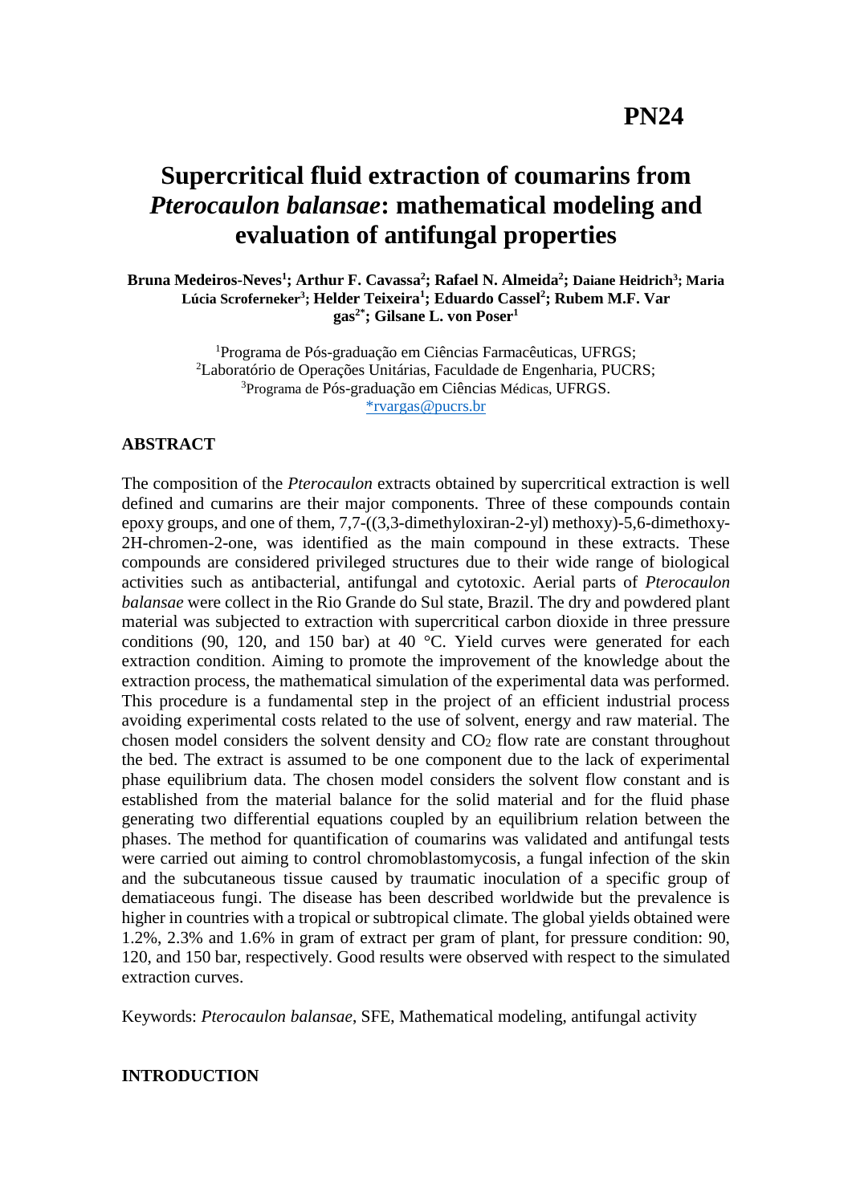**PN24**

# Supercritical fluid extraction of coumarins from *Pterocaulon balansae*: mathematical modeling and evaluation of antifungal properties

**Bruna Medeiros-Neves[1]; Arthur F. Cavassa[2]; Rafael N. Almeida[2]; Daiane Heidrich[3]; Maria Lúcia Scroferneker[3]; Helder Teixeira[1]; Eduardo Cassel[2]; Rubem M.F. Vargas[2*]; Gilsane L. von Poser[1]**

[1]Programa de Pós-graduação em Ciências Farmacêuticas, UFRGS;
[2]Laboratório de Operações Unitárias, Faculdade de Engenharia, PUCRS;
[3]Programa de Pós-graduação em Ciências Médicas, UFRGS.
*rvargas@pucrs.br

## ABSTRACT

The composition of the *Pterocaulon* extracts obtained by supercritical extraction is well defined and cumarins are their major components. Three of these compounds contain epoxy groups, and one of them, 7,7-((3,3-dimethyloxiran-2-yl) methoxy)-5,6-dimethoxy-2H-chromen-2-one, was identified as the main compound in these extracts. These compounds are considered privileged structures due to their wide range of biological activities such as antibacterial, antifungal and cytotoxic. Aerial parts of *Pterocaulon balansae* were collect in the Rio Grande do Sul state, Brazil. The dry and powdered plant material was subjected to extraction with supercritical carbon dioxide in three pressure conditions (90, 120, and 150 bar) at 40 °C. Yield curves were generated for each extraction condition. Aiming to promote the improvement of the knowledge about the extraction process, the mathematical simulation of the experimental data was performed. This procedure is a fundamental step in the project of an efficient industrial process avoiding experimental costs related to the use of solvent, energy and raw material. The chosen model considers the solvent density and $CO_2$ flow rate are constant throughout the bed. The extract is assumed to be one component due to the lack of experimental phase equilibrium data. The chosen model considers the solvent flow constant and is established from the material balance for the solid material and for the fluid phase generating two differential equations coupled by an equilibrium relation between the phases. The method for quantification of coumarins was validated and antifungal tests were carried out aiming to control chromoblastomycosis, a fungal infection of the skin and the subcutaneous tissue caused by traumatic inoculation of a specific group of dematiaceous fungi. The disease has been described worldwide but the prevalence is higher in countries with a tropical or subtropical climate. The global yields obtained were 1.2%, 2.3% and 1.6% in gram of extract per gram of plant, for pressure condition: 90, 120, and 150 bar, respectively. Good results were observed with respect to the simulated extraction curves.

Keywords: *Pterocaulon balansae*, SFE, Mathematical modeling, antifungal activity

## INTRODUCTION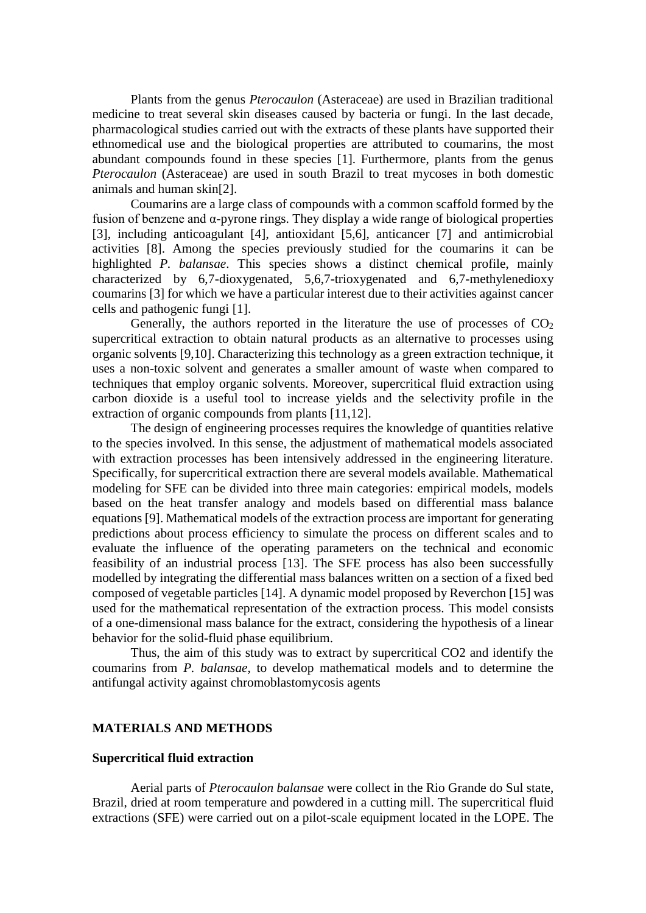Plants from the genus *Pterocaulon* (Asteraceae) are used in Brazilian traditional medicine to treat several skin diseases caused by bacteria or fungi. In the last decade, pharmacological studies carried out with the extracts of these plants have supported their ethnomedical use and the biological properties are attributed to coumarins, the most abundant compounds found in these species [1]. Furthermore, plants from the genus *Pterocaulon* (Asteraceae) are used in south Brazil to treat mycoses in both domestic animals and human skin[2].

Coumarins are a large class of compounds with a common scaffold formed by the fusion of benzene and α-pyrone rings. They display a wide range of biological properties [3], including anticoagulant [4], antioxidant [5,6], anticancer [7] and antimicrobial activities [8]. Among the species previously studied for the coumarins it can be highlighted *P. balansae*. This species shows a distinct chemical profile, mainly characterized by 6,7-dioxygenated, 5,6,7-trioxygenated and 6,7-methylenedioxy coumarins [3] for which we have a particular interest due to their activities against cancer cells and pathogenic fungi [1].

Generally, the authors reported in the literature the use of processes of $CO_2$ supercritical extraction to obtain natural products as an alternative to processes using organic solvents [9,10]. Characterizing this technology as a green extraction technique, it uses a non-toxic solvent and generates a smaller amount of waste when compared to techniques that employ organic solvents. Moreover, supercritical fluid extraction using carbon dioxide is a useful tool to increase yields and the selectivity profile in the extraction of organic compounds from plants [11,12].

The design of engineering processes requires the knowledge of quantities relative to the species involved. In this sense, the adjustment of mathematical models associated with extraction processes has been intensively addressed in the engineering literature. Specifically, for supercritical extraction there are several models available. Mathematical modeling for SFE can be divided into three main categories: empirical models, models based on the heat transfer analogy and models based on differential mass balance equations [9]. Mathematical models of the extraction process are important for generating predictions about process efficiency to simulate the process on different scales and to evaluate the influence of the operating parameters on the technical and economic feasibility of an industrial process [13]. The SFE process has also been successfully modelled by integrating the differential mass balances written on a section of a fixed bed composed of vegetable particles [14]. A dynamic model proposed by Reverchon [15] was used for the mathematical representation of the extraction process. This model consists of a one-dimensional mass balance for the extract, considering the hypothesis of a linear behavior for the solid-fluid phase equilibrium.

Thus, the aim of this study was to extract by supercritical CO2 and identify the coumarins from *P. balansae*, to develop mathematical models and to determine the antifungal activity against chromoblastomycosis agents

## MATERIALS AND METHODS

### Supercritical fluid extraction

Aerial parts of *Pterocaulon balansae* were collect in the Rio Grande do Sul state, Brazil, dried at room temperature and powdered in a cutting mill. The supercritical fluid extractions (SFE) were carried out on a pilot-scale equipment located in the LOPE. The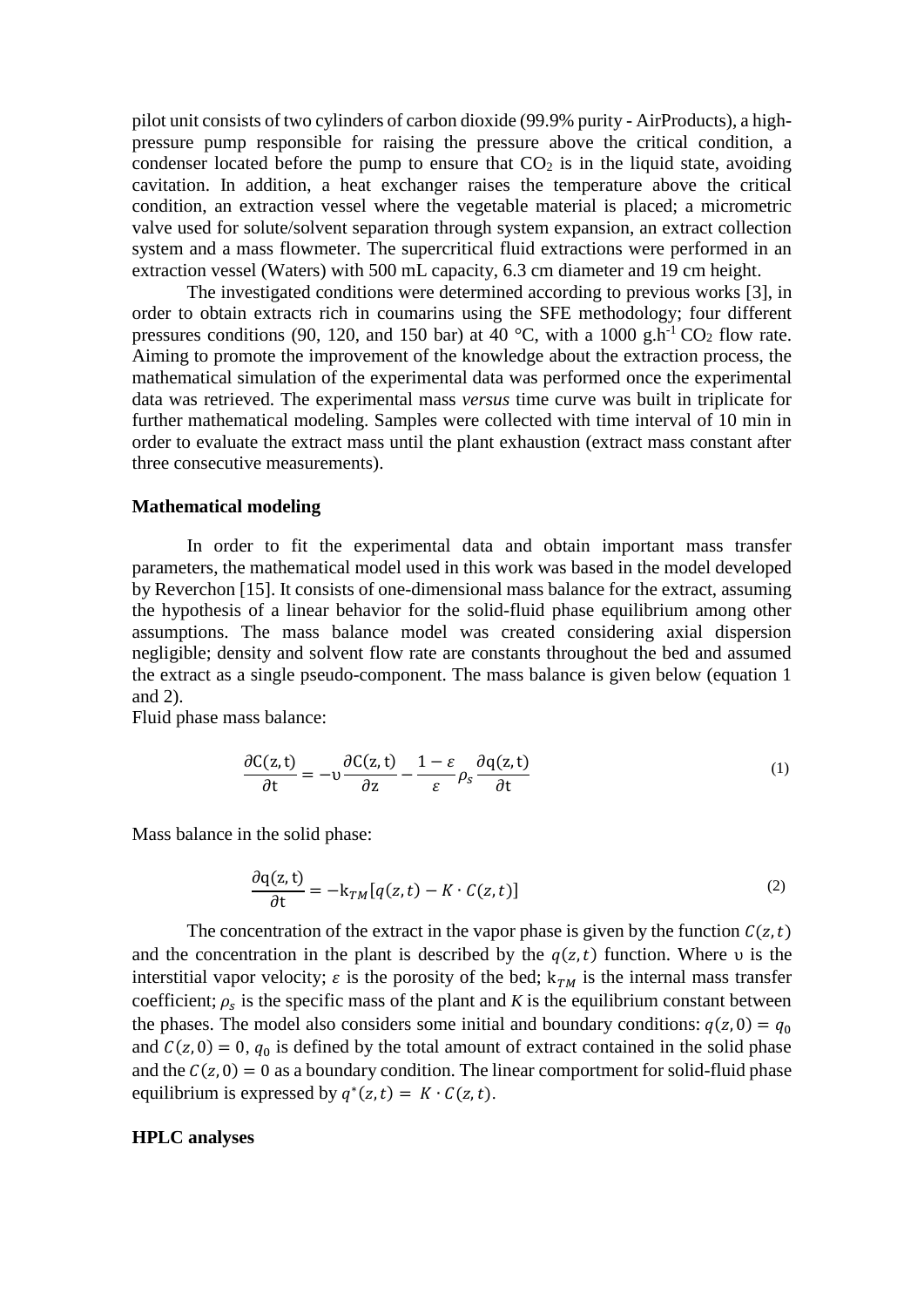pilot unit consists of two cylinders of carbon dioxide (99.9% purity - AirProducts), a high-pressure pump responsible for raising the pressure above the critical condition, a condenser located before the pump to ensure that $CO_2$ is in the liquid state, avoiding cavitation. In addition, a heat exchanger raises the temperature above the critical condition, an extraction vessel where the vegetable material is placed; a micrometric valve used for solute/solvent separation through system expansion, an extract collection system and a mass flowmeter. The supercritical fluid extractions were performed in an extraction vessel (Waters) with 500 mL capacity, 6.3 cm diameter and 19 cm height.

The investigated conditions were determined according to previous works [3], in order to obtain extracts rich in coumarins using the SFE methodology; four different pressures conditions (90, 120, and 150 bar) at 40 °C, with a 1000 $g.h^{-1}$ $CO_2$ flow rate. Aiming to promote the improvement of the knowledge about the extraction process, the mathematical simulation of the experimental data was performed once the experimental data was retrieved. The experimental mass *versus* time curve was built in triplicate for further mathematical modeling. Samples were collected with time interval of 10 min in order to evaluate the extract mass until the plant exhaustion (extract mass constant after three consecutive measurements).

**Mathematical modeling**

In order to fit the experimental data and obtain important mass transfer parameters, the mathematical model used in this work was based in the model developed by Reverchon [15]. It consists of one-dimensional mass balance for the extract, assuming the hypothesis of a linear behavior for the solid-fluid phase equilibrium among other assumptions. The mass balance model was created considering axial dispersion negligible; density and solvent flow rate are constants throughout the bed and assumed the extract as a single pseudo-component. The mass balance is given below (equation 1 and 2).

Fluid phase mass balance:

$$\frac{\partial \mathrm{C(z,t)}}{\partial \mathrm{t}} = -\upsilon \frac{\partial \mathrm{C(z,t)}}{\partial \mathrm{z}} - \frac{1-\varepsilon}{\varepsilon}\rho_s \frac{\partial \mathrm{q(z,t)}}{\partial \mathrm{t}} \tag{1}$$

Mass balance in the solid phase:

$$\frac{\partial \mathrm{q(z,t)}}{\partial \mathrm{t}} = -\mathrm{k}_{TM}[q(z,t) - K \cdot C(z,t)] \tag{2}$$

The concentration of the extract in the vapor phase is given by the function $C(z,t)$ and the concentration in the plant is described by the $q(z,t)$ function. Where $\upsilon$ is the interstitial vapor velocity; $\varepsilon$ is the porosity of the bed; $\mathrm{k}_{TM}$ is the internal mass transfer coefficient; $\rho_s$ is the specific mass of the plant and $K$ is the equilibrium constant between the phases. The model also considers some initial and boundary conditions: $q(z,0) = q_0$ and $C(z,0) = 0$, $q_0$ is defined by the total amount of extract contained in the solid phase and the $C(z,0) = 0$ as a boundary condition. The linear comportment for solid-fluid phase equilibrium is expressed by $q^*(z,t) = K \cdot C(z,t)$.

**HPLC analyses**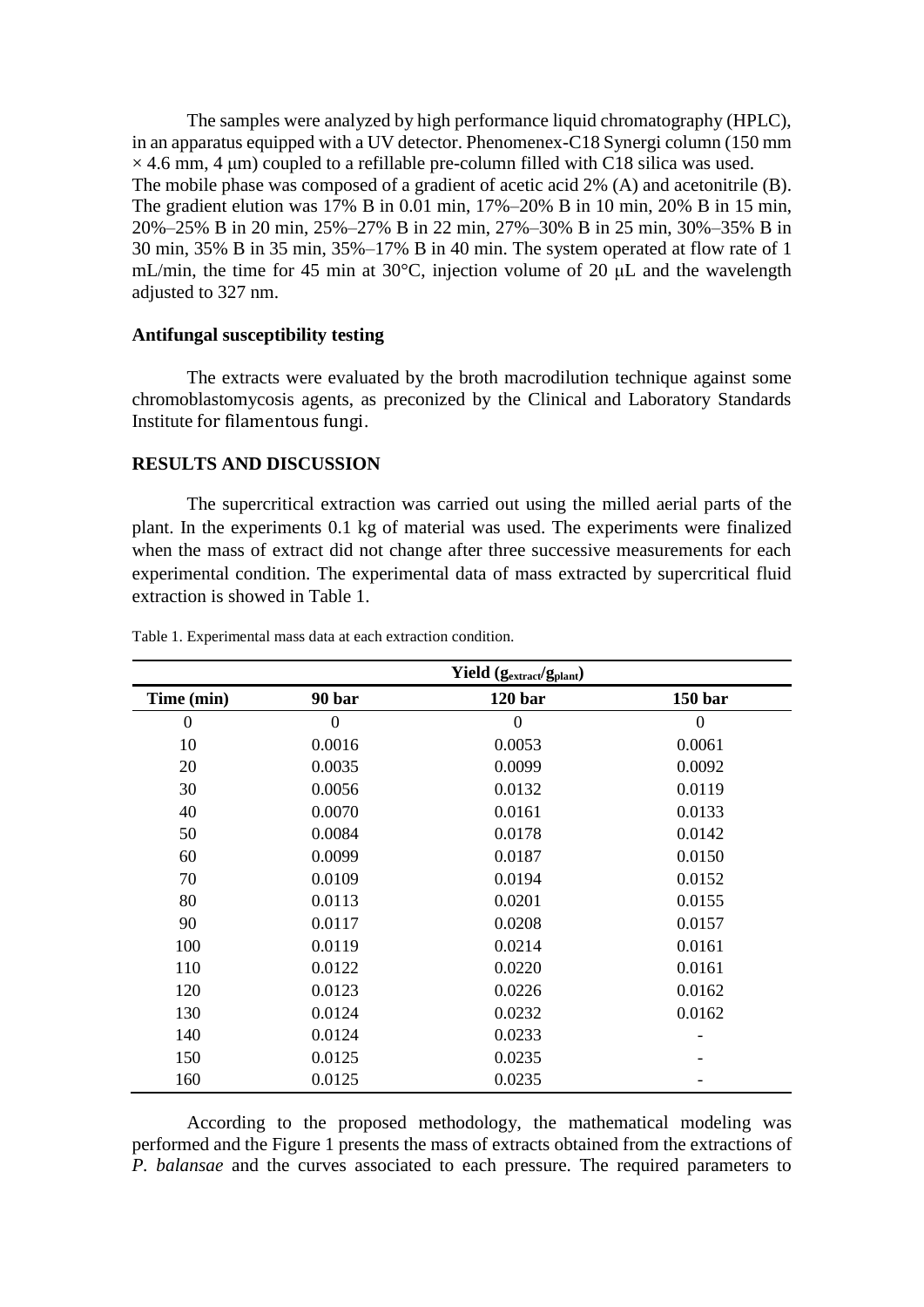The samples were analyzed by high performance liquid chromatography (HPLC), in an apparatus equipped with a UV detector. Phenomenex-C18 Synergi column (150 mm × 4.6 mm, 4 μm) coupled to a refillable pre-column filled with C18 silica was used. The mobile phase was composed of a gradient of acetic acid 2% (A) and acetonitrile (B). The gradient elution was 17% B in 0.01 min, 17%–20% B in 10 min, 20% B in 15 min, 20%–25% B in 20 min, 25%–27% B in 22 min, 27%–30% B in 25 min, 30%–35% B in 30 min, 35% B in 35 min, 35%–17% B in 40 min. The system operated at flow rate of 1 mL/min, the time for 45 min at 30°C, injection volume of 20 μL and the wavelength adjusted to 327 nm.

### Antifungal susceptibility testing

The extracts were evaluated by the broth macrodilution technique against some chromoblastomycosis agents, as preconized by the Clinical and Laboratory Standards Institute for filamentous fungi.

## RESULTS AND DISCUSSION

The supercritical extraction was carried out using the milled aerial parts of the plant. In the experiments 0.1 kg of material was used. The experiments were finalized when the mass of extract did not change after three successive measurements for each experimental condition. The experimental data of mass extracted by supercritical fluid extraction is showed in Table 1.

Table 1. Experimental mass data at each extraction condition.

| | Yield ($g_{extract}/g_{plant}$) | | |
|---|---|---|---|
| Time (min) | 90 bar | 120 bar | 150 bar |
| 0 | 0 | 0 | 0 |
| 10 | 0.0016 | 0.0053 | 0.0061 |
| 20 | 0.0035 | 0.0099 | 0.0092 |
| 30 | 0.0056 | 0.0132 | 0.0119 |
| 40 | 0.0070 | 0.0161 | 0.0133 |
| 50 | 0.0084 | 0.0178 | 0.0142 |
| 60 | 0.0099 | 0.0187 | 0.0150 |
| 70 | 0.0109 | 0.0194 | 0.0152 |
| 80 | 0.0113 | 0.0201 | 0.0155 |
| 90 | 0.0117 | 0.0208 | 0.0157 |
| 100 | 0.0119 | 0.0214 | 0.0161 |
| 110 | 0.0122 | 0.0220 | 0.0161 |
| 120 | 0.0123 | 0.0226 | 0.0162 |
| 130 | 0.0124 | 0.0232 | 0.0162 |
| 140 | 0.0124 | 0.0233 | - |
| 150 | 0.0125 | 0.0235 | - |
| 160 | 0.0125 | 0.0235 | - |

According to the proposed methodology, the mathematical modeling was performed and the Figure 1 presents the mass of extracts obtained from the extractions of *P. balansae* and the curves associated to each pressure. The required parameters to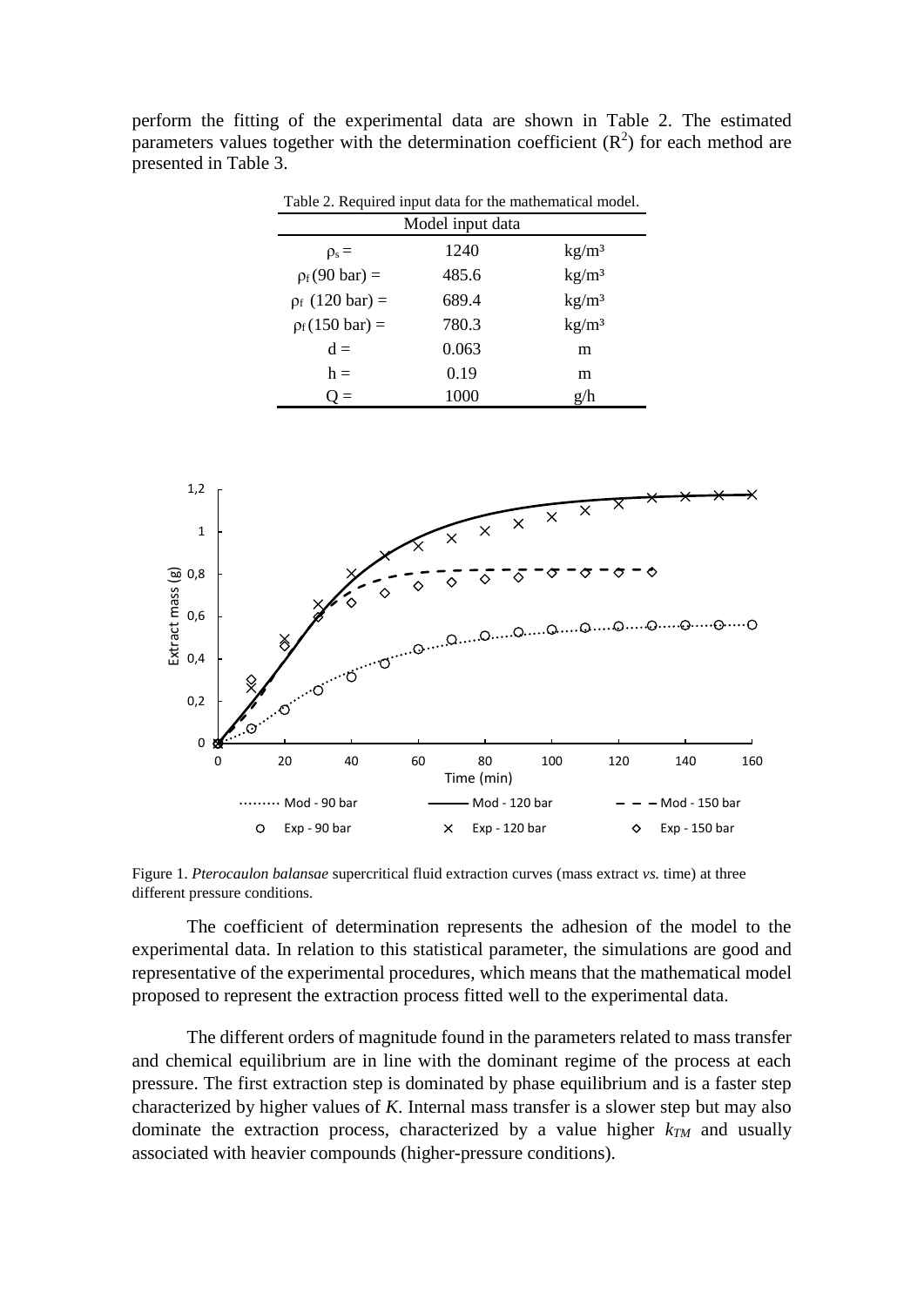perform the fitting of the experimental data are shown in Table 2. The estimated parameters values together with the determination coefficient ($R^2$) for each method are presented in Table 3.

Table 2. Required input data for the mathematical model.

| Model input data | | |
|---|---|---|
| $\rho_s$ = | 1240 | kg/m³ |
| $\rho_f$ (90 bar) = | 485.6 | kg/m³ |
| $\rho_f$ (120 bar) = | 689.4 | kg/m³ |
| $\rho_f$ (150 bar) = | 780.3 | kg/m³ |
| d = | 0.063 | m |
| h = | 0.19 | m |
| Q = | 1000 | g/h |

Figure 1. *Pterocaulon balansae* supercritical fluid extraction curves (mass extract *vs.* time) at three different pressure conditions.

The coefficient of determination represents the adhesion of the model to the experimental data. In relation to this statistical parameter, the simulations are good and representative of the experimental procedures, which means that the mathematical model proposed to represent the extraction process fitted well to the experimental data.

The different orders of magnitude found in the parameters related to mass transfer and chemical equilibrium are in line with the dominant regime of the process at each pressure. The first extraction step is dominated by phase equilibrium and is a faster step characterized by higher values of $K$. Internal mass transfer is a slower step but may also dominate the extraction process, characterized by a value higher $k_{TM}$ and usually associated with heavier compounds (higher-pressure conditions).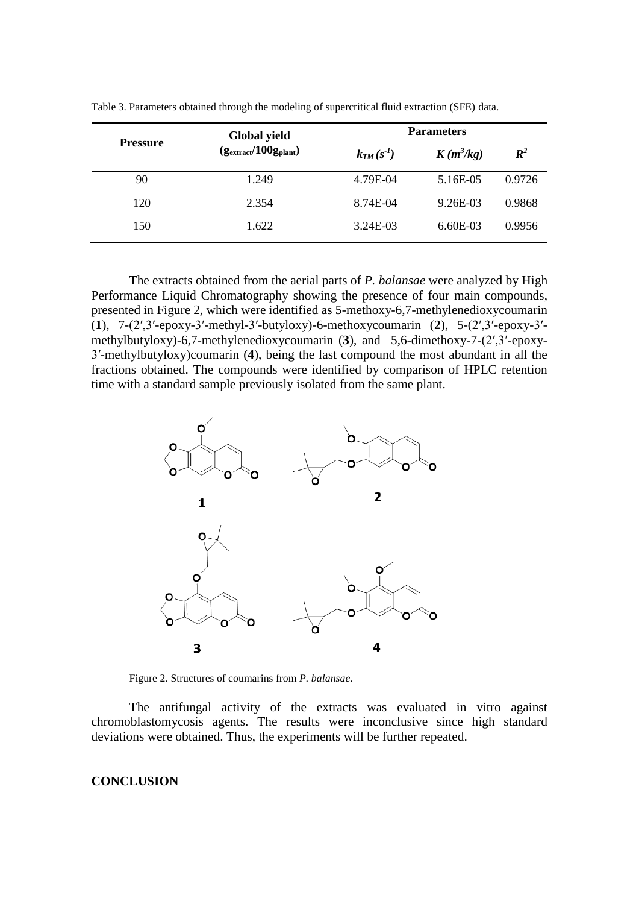Table 3. Parameters obtained through the modeling of supercritical fluid extraction (SFE) data.

| Pressure | Global yield ($g_{extract}/100g_{plant}$) | Parameters | | |
|---|---|---|---|---|
| | | $k_{TM}$ ($s^{-1}$) | $K$ ($m^3/kg$) | $R^2$ |
| 90 | 1.249 | 4.79E-04 | 5.16E-05 | 0.9726 |
| 120 | 2.354 | 8.74E-04 | 9.26E-03 | 0.9868 |
| 150 | 1.622 | 3.24E-03 | 6.60E-03 | 0.9956 |

The extracts obtained from the aerial parts of *P. balansae* were analyzed by High Performance Liquid Chromatography showing the presence of four main compounds, presented in Figure 2, which were identified as 5-methoxy-6,7-methylenedioxycoumarin (**1**), 7-(2′,3′-epoxy-3′-methyl-3′-butyloxy)-6-methoxycoumarin (**2**), 5-(2′,3′-epoxy-3′-methylbutyloxy)-6,7-methylenedioxycoumarin (**3**), and 5,6-dimethoxy-7-(2′,3′-epoxy-3′-methylbutyloxy)coumarin (**4**), being the last compound the most abundant in all the fractions obtained. The compounds were identified by comparison of HPLC retention time with a standard sample previously isolated from the same plant.

Figure 2. Structures of coumarins from *P. balansae*.

The antifungal activity of the extracts was evaluated in vitro against chromoblastomycosis agents. The results were inconclusive since high standard deviations were obtained. Thus, the experiments will be further repeated.

## CONCLUSION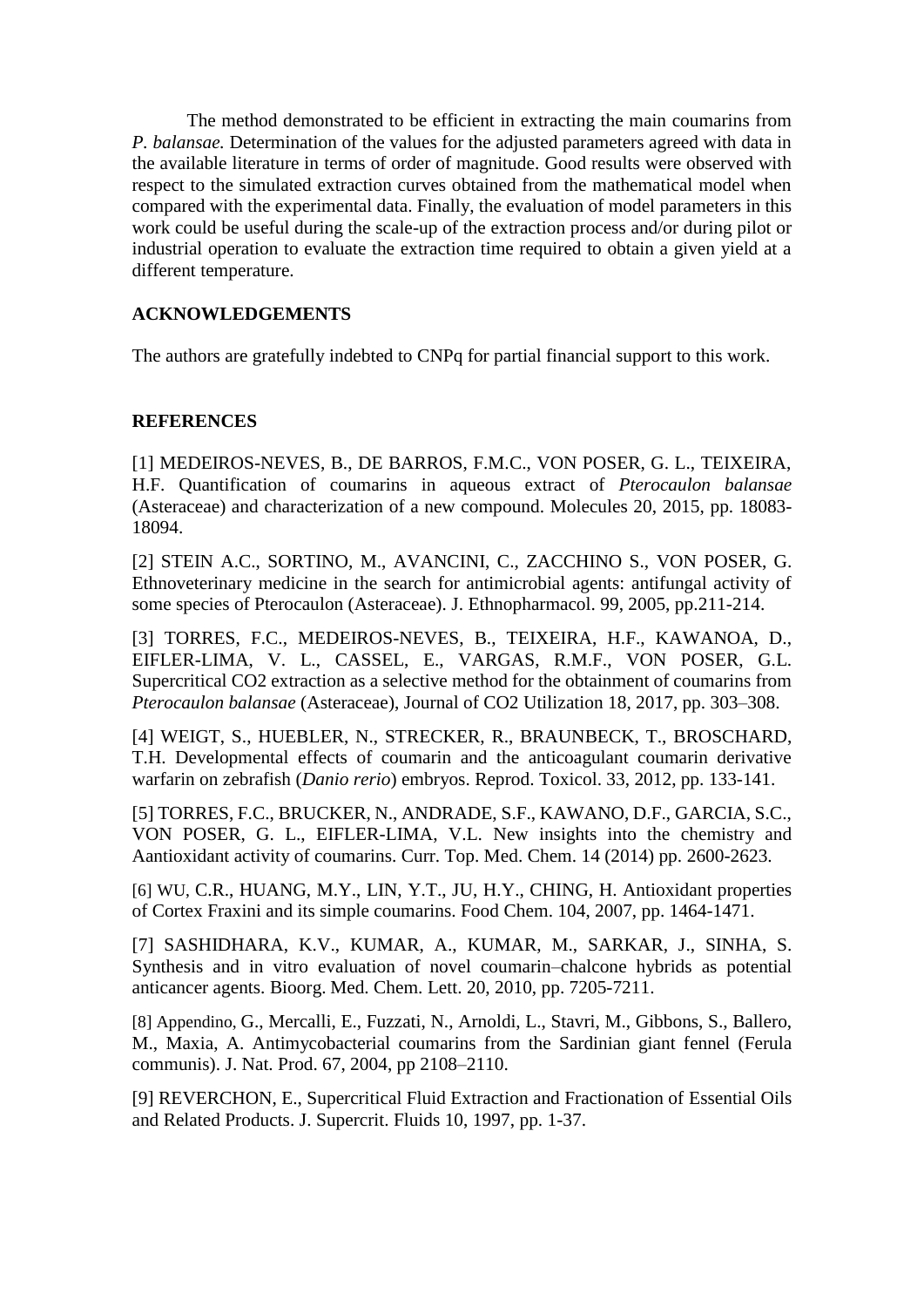The method demonstrated to be efficient in extracting the main coumarins from *P. balansae.* Determination of the values for the adjusted parameters agreed with data in the available literature in terms of order of magnitude. Good results were observed with respect to the simulated extraction curves obtained from the mathematical model when compared with the experimental data. Finally, the evaluation of model parameters in this work could be useful during the scale-up of the extraction process and/or during pilot or industrial operation to evaluate the extraction time required to obtain a given yield at a different temperature.

## ACKNOWLEDGEMENTS

The authors are gratefully indebted to CNPq for partial financial support to this work.

## REFERENCES

[1] MEDEIROS-NEVES, B., DE BARROS, F.M.C., VON POSER, G. L., TEIXEIRA, H.F. Quantification of coumarins in aqueous extract of *Pterocaulon balansae* (Asteraceae) and characterization of a new compound. Molecules 20, 2015, pp. 18083-18094.

[2] STEIN A.C., SORTINO, M., AVANCINI, C., ZACCHINO S., VON POSER, G. Ethnoveterinary medicine in the search for antimicrobial agents: antifungal activity of some species of Pterocaulon (Asteraceae). J. Ethnopharmacol. 99, 2005, pp.211-214.

[3] TORRES, F.C., MEDEIROS-NEVES, B., TEIXEIRA, H.F., KAWANOA, D., EIFLER-LIMA, V. L., CASSEL, E., VARGAS, R.M.F., VON POSER, G.L. Supercritical CO2 extraction as a selective method for the obtainment of coumarins from *Pterocaulon balansae* (Asteraceae), Journal of CO2 Utilization 18, 2017, pp. 303–308.

[4] WEIGT, S., HUEBLER, N., STRECKER, R., BRAUNBECK, T., BROSCHARD, T.H. Developmental effects of coumarin and the anticoagulant coumarin derivative warfarin on zebrafish (*Danio rerio*) embryos. Reprod. Toxicol. 33, 2012, pp. 133-141.

[5] TORRES, F.C., BRUCKER, N., ANDRADE, S.F., KAWANO, D.F., GARCIA, S.C., VON POSER, G. L., EIFLER-LIMA, V.L. New insights into the chemistry and Aantioxidant activity of coumarins. Curr. Top. Med. Chem. 14 (2014) pp. 2600-2623.

[6] WU, C.R., HUANG, M.Y., LIN, Y.T., JU, H.Y., CHING, H. Antioxidant properties of Cortex Fraxini and its simple coumarins. Food Chem. 104, 2007, pp. 1464-1471.

[7] SASHIDHARA, K.V., KUMAR, A., KUMAR, M., SARKAR, J., SINHA, S. Synthesis and in vitro evaluation of novel coumarin–chalcone hybrids as potential anticancer agents. Bioorg. Med. Chem. Lett. 20, 2010, pp. 7205-7211.

[8] Appendino, G., Mercalli, E., Fuzzati, N., Arnoldi, L., Stavri, M., Gibbons, S., Ballero, M., Maxia, A. Antimycobacterial coumarins from the Sardinian giant fennel (Ferula communis). J. Nat. Prod. 67, 2004, pp 2108–2110.

[9] REVERCHON, E., Supercritical Fluid Extraction and Fractionation of Essential Oils and Related Products. J. Supercrit. Fluids 10, 1997, pp. 1-37.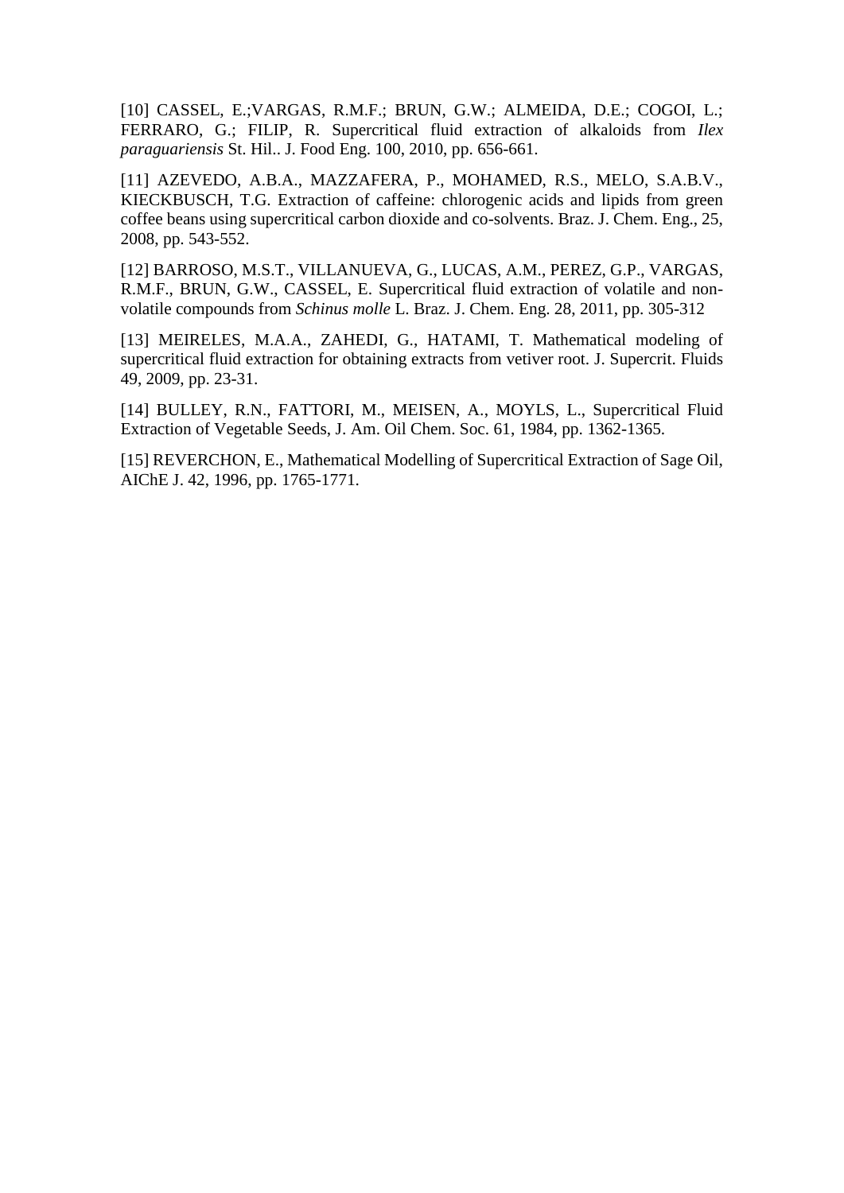[10] CASSEL, E.;VARGAS, R.M.F.; BRUN, G.W.; ALMEIDA, D.E.; COGOI, L.; FERRARO, G.; FILIP, R. Supercritical fluid extraction of alkaloids from *Ilex paraguariensis* St. Hil.. J. Food Eng. 100, 2010, pp. 656-661.

[11] AZEVEDO, A.B.A., MAZZAFERA, P., MOHAMED, R.S., MELO, S.A.B.V., KIECKBUSCH, T.G. Extraction of caffeine: chlorogenic acids and lipids from green coffee beans using supercritical carbon dioxide and co-solvents. Braz. J. Chem. Eng., 25, 2008, pp. 543-552.

[12] BARROSO, M.S.T., VILLANUEVA, G., LUCAS, A.M., PEREZ, G.P., VARGAS, R.M.F., BRUN, G.W., CASSEL, E. Supercritical fluid extraction of volatile and non-volatile compounds from *Schinus molle* L. Braz. J. Chem. Eng. 28, 2011, pp. 305-312

[13] MEIRELES, M.A.A., ZAHEDI, G., HATAMI, T. Mathematical modeling of supercritical fluid extraction for obtaining extracts from vetiver root. J. Supercrit. Fluids 49, 2009, pp. 23-31.

[14] BULLEY, R.N., FATTORI, M., MEISEN, A., MOYLS, L., Supercritical Fluid Extraction of Vegetable Seeds, J. Am. Oil Chem. Soc. 61, 1984, pp. 1362-1365.

[15] REVERCHON, E., Mathematical Modelling of Supercritical Extraction of Sage Oil, AIChE J. 42, 1996, pp. 1765-1771.